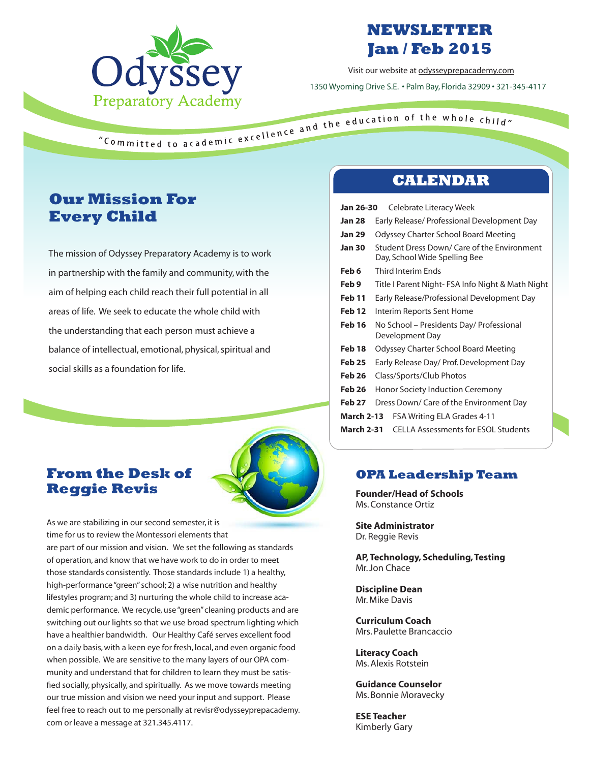# NEWSLETTER Jan / Feb 2015

Odyssey Preparatory Academy

Visit our website at odysseyprepacademy.com

1350 Wyoming Drive S.E. • Palm Bay, Florida 32909 • 321-345-4117

"Committed to academic excellence and the education of the whole child"

## Our Mission For Every Child

The mission of Odyssey Preparatory Academy is to work in partnership with the family and community, with the aim of helping each child reach their full potential in all areas of life. We seek to educate the whole child with the understanding that each person must achieve a balance of intellectual, emotional, physical, spiritual and social skills as a foundation for life.

## CALENDAR

| | |
|---|---|
| **Jan 26-30** | Celebrate Literacy Week |
| **Jan 28** | Early Release/ Professional Development Day |
| **Jan 29** | Odyssey Charter School Board Meeting |
| **Jan 30** | Student Dress Down/ Care of the Environment Day, School Wide Spelling Bee |
| **Feb 6** | Third Interim Ends |
| **Feb 9** | Title I Parent Night- FSA Info Night & Math Night |
| **Feb 11** | Early Release/Professional Development Day |
| **Feb 12** | Interim Reports Sent Home |
| **Feb 16** | No School – Presidents Day/ Professional Development Day |
| **Feb 18** | Odyssey Charter School Board Meeting |
| **Feb 25** | Early Release Day/ Prof. Development Day |
| **Feb 26** | Class/Sports/Club Photos |
| **Feb 26** | Honor Society Induction Ceremony |
| **Feb 27** | Dress Down/ Care of the Environment Day |
| **March 2-13** | FSA Writing ELA Grades 4-11 |
| **March 2-31** | CELLA Assessments for ESOL Students |

## From the Desk of Reggie Revis

As we are stabilizing in our second semester, it is time for us to review the Montessori elements that are part of our mission and vision. We set the following as standards of operation, and know that we have work to do in order to meet those standards consistently. Those standards include 1) a healthy, high-performance "green" school; 2) a wise nutrition and healthy lifestyles program; and 3) nurturing the whole child to increase academic performance. We recycle, use "green" cleaning products and are switching out our lights so that we use broad spectrum lighting which have a healthier bandwidth. Our Healthy Café serves excellent food on a daily basis, with a keen eye for fresh, local, and even organic food when possible. We are sensitive to the many layers of our OPA community and understand that for children to learn they must be satisfied socially, physically, and spiritually. As we move towards meeting our true mission and vision we need your input and support. Please feel free to reach out to me personally at revisr@odysseyprepacademy.com or leave a message at 321.345.4117.

## OPA Leadership Team

**Founder/Head of Schools**
Ms. Constance Ortiz

**Site Administrator**
Dr. Reggie Revis

**AP, Technology, Scheduling, Testing**
Mr. Jon Chace

**Discipline Dean**
Mr. Mike Davis

**Curriculum Coach**
Mrs. Paulette Brancaccio

**Literacy Coach**
Ms. Alexis Rotstein

**Guidance Counselor**
Ms. Bonnie Moravecky

**ESE Teacher**
Kimberly Gary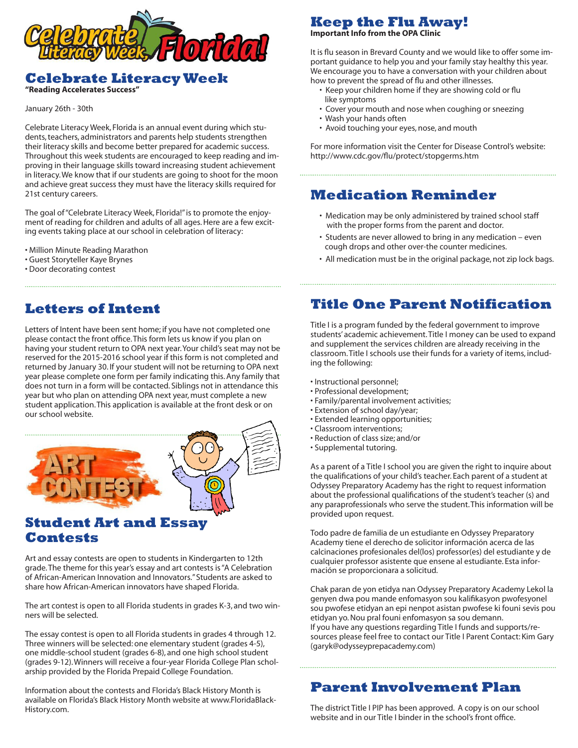# Celebrate Literacy Week

**"Reading Accelerates Success"**

January 26th - 30th

Celebrate Literacy Week, Florida is an annual event during which students, teachers, administrators and parents help students strengthen their literacy skills and become better prepared for academic success. Throughout this week students are encouraged to keep reading and improving in their language skills toward increasing student achievement in literacy. We know that if our students are going to shoot for the moon and achieve great success they must have the literacy skills required for 21st century careers.

The goal of "Celebrate Literacy Week, Florida!" is to promote the enjoyment of reading for children and adults of all ages. Here are a few exciting events taking place at our school in celebration of literacy:

- Million Minute Reading Marathon
- Guest Storyteller Kaye Brynes
- Door decorating contest

# Letters of Intent

Letters of Intent have been sent home; if you have not completed one please contact the front office. This form lets us know if you plan on having your student return to OPA next year. Your child's seat may not be reserved for the 2015-2016 school year if this form is not completed and returned by January 30. If your student will not be returning to OPA next year please complete one form per family indicating this. Any family that does not turn in a form will be contacted. Siblings not in attendance this year but who plan on attending OPA next year, must complete a new student application. This application is available at the front desk or on our school website.

# Student Art and Essay Contests

Art and essay contests are open to students in Kindergarten to 12th grade. The theme for this year's essay and art contests is "A Celebration of African-American Innovation and Innovators." Students are asked to share how African-American innovators have shaped Florida.

The art contest is open to all Florida students in grades K-3, and two winners will be selected.

The essay contest is open to all Florida students in grades 4 through 12. Three winners will be selected: one elementary student (grades 4-5), one middle-school student (grades 6-8), and one high school student (grades 9-12). Winners will receive a four-year Florida College Plan scholarship provided by the Florida Prepaid College Foundation.

Information about the contests and Florida's Black History Month is available on Florida's Black History Month website at www.FloridaBlackHistory.com.

# Keep the Flu Away!

**Important Info from the OPA Clinic**

It is flu season in Brevard County and we would like to offer some important guidance to help you and your family stay healthy this year. We encourage you to have a conversation with your children about how to prevent the spread of flu and other illnesses.

- Keep your children home if they are showing cold or flu like symptoms
- Cover your mouth and nose when coughing or sneezing
- Wash your hands often
- Avoid touching your eyes, nose, and mouth

For more information visit the Center for Disease Control's website: http://www.cdc.gov/flu/protect/stopgerms.htm

# Medication Reminder

- Medication may be only administered by trained school staff with the proper forms from the parent and doctor.
- Students are never allowed to bring in any medication – even cough drops and other over-the counter medicines.
- All medication must be in the original package, not zip lock bags.

# Title One Parent Notification

Title I is a program funded by the federal government to improve students' academic achievement. Title I money can be used to expand and supplement the services children are already receiving in the classroom. Title I schools use their funds for a variety of items, including the following:

- Instructional personnel;
- Professional development;
- Family/parental involvement activities;
- Extension of school day/year;
- Extended learning opportunities;
- Classroom interventions;
- Reduction of class size; and/or
- Supplemental tutoring.

As a parent of a Title I school you are given the right to inquire about the qualifications of your child's teacher. Each parent of a student at Odyssey Preparatory Academy has the right to request information about the professional qualifications of the student's teacher (s) and any paraprofessionals who serve the student. This information will be provided upon request.

Todo padre de familia de un estudiante en Odyssey Preparatory Academy tiene el derecho de solicitor información acerca de las calcinaciones profesionales del(los) professor(es) del estudiante y de cualquier profesor asistente que ensene al estudiante. Esta información se proporcionara a solicitud.

Chak paran de yon etidya nan Odyssey Preparatory Academy Lekol la genyen dwa pou mande enfomasyon sou kalifikasyon pwofesyonel sou pwofese etidyan an epi nenpot asistan pwofese ki founi sevis pou etidyan yo. Nou pral founi enfomasyon sa sou demann.
If you have any questions regarding Title I funds and supports/resources please feel free to contact our Title I Parent Contact: Kim Gary (garyk@odysseyprepacademy.com)

# Parent Involvement Plan

The district Title I PIP has been approved. A copy is on our school website and in our Title I binder in the school's front office.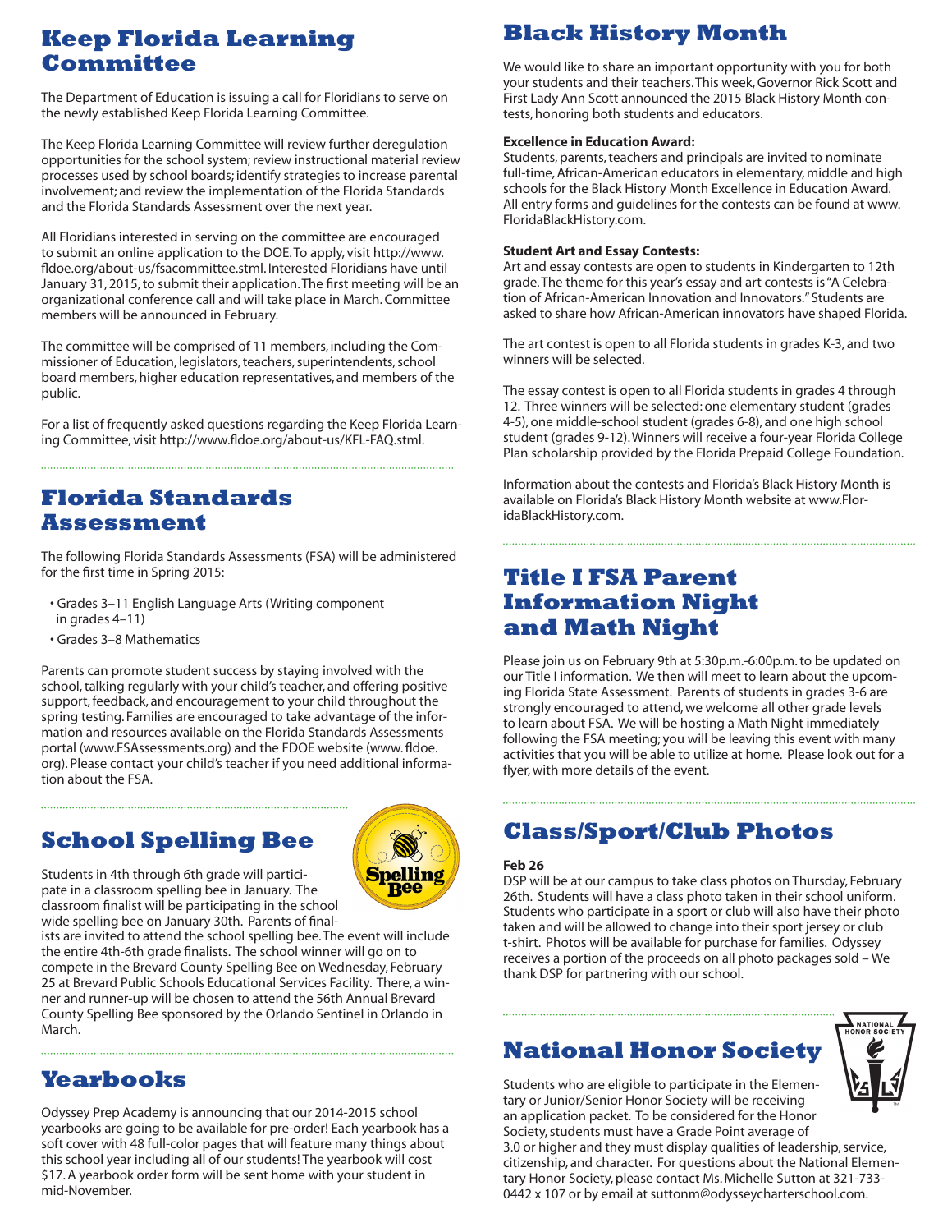## Keep Florida Learning Committee

The Department of Education is issuing a call for Floridians to serve on the newly established Keep Florida Learning Committee.

The Keep Florida Learning Committee will review further deregulation opportunities for the school system; review instructional material review processes used by school boards; identify strategies to increase parental involvement; and review the implementation of the Florida Standards and the Florida Standards Assessment over the next year.

All Floridians interested in serving on the committee are encouraged to submit an online application to the DOE. To apply, visit http://www.fldoe.org/about-us/fsacommittee.stml. Interested Floridians have until January 31, 2015, to submit their application. The first meeting will be an organizational conference call and will take place in March. Committee members will be announced in February.

The committee will be comprised of 11 members, including the Commissioner of Education, legislators, teachers, superintendents, school board members, higher education representatives, and members of the public.

For a list of frequently asked questions regarding the Keep Florida Learning Committee, visit http://www.fldoe.org/about-us/KFL-FAQ.stml.

## Florida Standards Assessment

The following Florida Standards Assessments (FSA) will be administered for the first time in Spring 2015:

- Grades 3–11 English Language Arts (Writing component in grades 4–11)
- Grades 3–8 Mathematics

Parents can promote student success by staying involved with the school, talking regularly with your child's teacher, and offering positive support, feedback, and encouragement to your child throughout the spring testing. Families are encouraged to take advantage of the information and resources available on the Florida Standards Assessments portal (www.FSAssessments.org) and the FDOE website (www.fldoe.org). Please contact your child's teacher if you need additional information about the FSA.

## School Spelling Bee

Students in 4th through 6th grade will participate in a classroom spelling bee in January. The classroom finalist will be participating in the school wide spelling bee on January 30th. Parents of finalists are invited to attend the school spelling bee. The event will include the entire 4th-6th grade finalists. The school winner will go on to compete in the Brevard County Spelling Bee on Wednesday, February 25 at Brevard Public Schools Educational Services Facility. There, a winner and runner-up will be chosen to attend the 56th Annual Brevard County Spelling Bee sponsored by the Orlando Sentinel in Orlando in March.

## Yearbooks

Odyssey Prep Academy is announcing that our 2014-2015 school yearbooks are going to be available for pre-order! Each yearbook has a soft cover with 48 full-color pages that will feature many things about this school year including all of our students! The yearbook will cost $17. A yearbook order form will be sent home with your student in mid-November.

## Black History Month

We would like to share an important opportunity with you for both your students and their teachers. This week, Governor Rick Scott and First Lady Ann Scott announced the 2015 Black History Month contests, honoring both students and educators.

**Excellence in Education Award:**
Students, parents, teachers and principals are invited to nominate full-time, African-American educators in elementary, middle and high schools for the Black History Month Excellence in Education Award. All entry forms and guidelines for the contests can be found at www.FloridaBlackHistory.com.

**Student Art and Essay Contests:**
Art and essay contests are open to students in Kindergarten to 12th grade. The theme for this year's essay and art contests is "A Celebration of African-American Innovation and Innovators." Students are asked to share how African-American innovators have shaped Florida.

The art contest is open to all Florida students in grades K-3, and two winners will be selected.

The essay contest is open to all Florida students in grades 4 through 12. Three winners will be selected: one elementary student (grades 4-5), one middle-school student (grades 6-8), and one high school student (grades 9-12). Winners will receive a four-year Florida College Plan scholarship provided by the Florida Prepaid College Foundation.

Information about the contests and Florida's Black History Month is available on Florida's Black History Month website at www.FloridaBlackHistory.com.

## Title I FSA Parent Information Night and Math Night

Please join us on February 9th at 5:30p.m.-6:00p.m. to be updated on our Title I information. We then will meet to learn about the upcoming Florida State Assessment. Parents of students in grades 3-6 are strongly encouraged to attend, we welcome all other grade levels to learn about FSA. We will be hosting a Math Night immediately following the FSA meeting; you will be leaving this event with many activities that you will be able to utilize at home. Please look out for a flyer, with more details of the event.

## Class/Sport/Club Photos

**Feb 26**
DSP will be at our campus to take class photos on Thursday, February 26th. Students will have a class photo taken in their school uniform. Students who participate in a sport or club will also have their photo taken and will be allowed to change into their sport jersey or club t-shirt. Photos will be available for purchase for families. Odyssey receives a portion of the proceeds on all photo packages sold – We thank DSP for partnering with our school.

## National Honor Society

Students who are eligible to participate in the Elementary or Junior/Senior Honor Society will be receiving an application packet. To be considered for the Honor Society, students must have a Grade Point average of 3.0 or higher and they must display qualities of leadership, service, citizenship, and character. For questions about the National Elementary Honor Society, please contact Ms. Michelle Sutton at 321-733-0442 x 107 or by email at suttonm@odysseycharterschool.com.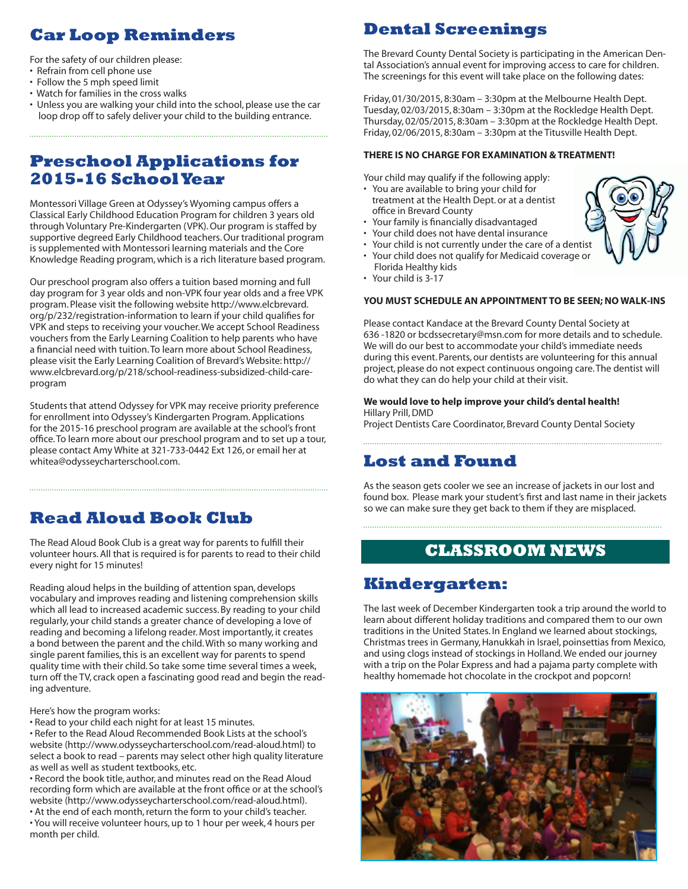## Car Loop Reminders

For the safety of our children please:

- Refrain from cell phone use
- Follow the 5 mph speed limit
- Watch for families in the cross walks
- Unless you are walking your child into the school, please use the car loop drop off to safely deliver your child to the building entrance.

## Preschool Applications for 2015-16 School Year

Montessori Village Green at Odyssey's Wyoming campus offers a Classical Early Childhood Education Program for children 3 years old through Voluntary Pre-Kindergarten (VPK). Our program is staffed by supportive degreed Early Childhood teachers. Our traditional program is supplemented with Montessori learning materials and the Core Knowledge Reading program, which is a rich literature based program.

Our preschool program also offers a tuition based morning and full day program for 3 year olds and non-VPK four year olds and a free VPK program. Please visit the following website http://www.elcbrevard.org/p/232/registration-information to learn if your child qualifies for VPK and steps to receiving your voucher. We accept School Readiness vouchers from the Early Learning Coalition to help parents who have a financial need with tuition. To learn more about School Readiness, please visit the Early Learning Coalition of Brevard's Website: http://www.elcbrevard.org/p/218/school-readiness-subsidized-child-care-program

Students that attend Odyssey for VPK may receive priority preference for enrollment into Odyssey's Kindergarten Program. Applications for the 2015-16 preschool program are available at the school's front office. To learn more about our preschool program and to set up a tour, please contact Amy White at 321-733-0442 Ext 126, or email her at whitea@odysseycharterschool.com.

## Read Aloud Book Club

The Read Aloud Book Club is a great way for parents to fulfill their volunteer hours. All that is required is for parents to read to their child every night for 15 minutes!

Reading aloud helps in the building of attention span, develops vocabulary and improves reading and listening comprehension skills which all lead to increased academic success. By reading to your child regularly, your child stands a greater chance of developing a love of reading and becoming a lifelong reader. Most importantly, it creates a bond between the parent and the child. With so many working and single parent families, this is an excellent way for parents to spend quality time with their child. So take some time several times a week, turn off the TV, crack open a fascinating good read and begin the reading adventure.

Here's how the program works:

- Read to your child each night for at least 15 minutes.
- Refer to the Read Aloud Recommended Book Lists at the school's website (http://www.odysseycharterschool.com/read-aloud.html) to select a book to read – parents may select other high quality literature as well as student textbooks, etc.
- Record the book title, author, and minutes read on the Read Aloud recording form which are available at the front office or at the school's website (http://www.odysseycharterschool.com/read-aloud.html).
- At the end of each month, return the form to your child's teacher.
- You will receive volunteer hours, up to 1 hour per week, 4 hours per month per child.

## Dental Screenings

The Brevard County Dental Society is participating in the American Dental Association's annual event for improving access to care for children. The screenings for this event will take place on the following dates:

Friday, 01/30/2015, 8:30am – 3:30pm at the Melbourne Health Dept.
Tuesday, 02/03/2015, 8:30am – 3:30pm at the Rockledge Health Dept.
Thursday, 02/05/2015, 8:30am – 3:30pm at the Rockledge Health Dept.
Friday, 02/06/2015, 8:30am – 3:30pm at the Titusville Health Dept.

**THERE IS NO CHARGE FOR EXAMINATION & TREATMENT!**

Your child may qualify if the following apply:

- You are available to bring your child for treatment at the Health Dept. or at a dentist office in Brevard County
- Your family is financially disadvantaged
- Your child does not have dental insurance
- Your child is not currently under the care of a dentist
- Your child does not qualify for Medicaid coverage or Florida Healthy kids
- Your child is 3-17

**YOU MUST SCHEDULE AN APPOINTMENT TO BE SEEN; NO WALK-INS**

Please contact Kandace at the Brevard County Dental Society at 636 -1820 or bcdssecretary@msn.com for more details and to schedule. We will do our best to accommodate your child's immediate needs during this event. Parents, our dentists are volunteering for this annual project, please do not expect continuous ongoing care. The dentist will do what they can do help your child at their visit.

**We would love to help improve your child's dental health!**
Hillary Prill, DMD
Project Dentists Care Coordinator, Brevard County Dental Society

## Lost and Found

As the season gets cooler we see an increase of jackets in our lost and found box. Please mark your student's first and last name in their jackets so we can make sure they get back to them if they are misplaced.

# CLASSROOM NEWS

## Kindergarten:

The last week of December Kindergarten took a trip around the world to learn about different holiday traditions and compared them to our own traditions in the United States. In England we learned about stockings, Christmas trees in Germany, Hanukkah in Israel, poinsettias from Mexico, and using clogs instead of stockings in Holland. We ended our journey with a trip on the Polar Express and had a pajama party complete with healthy homemade hot chocolate in the crockpot and popcorn!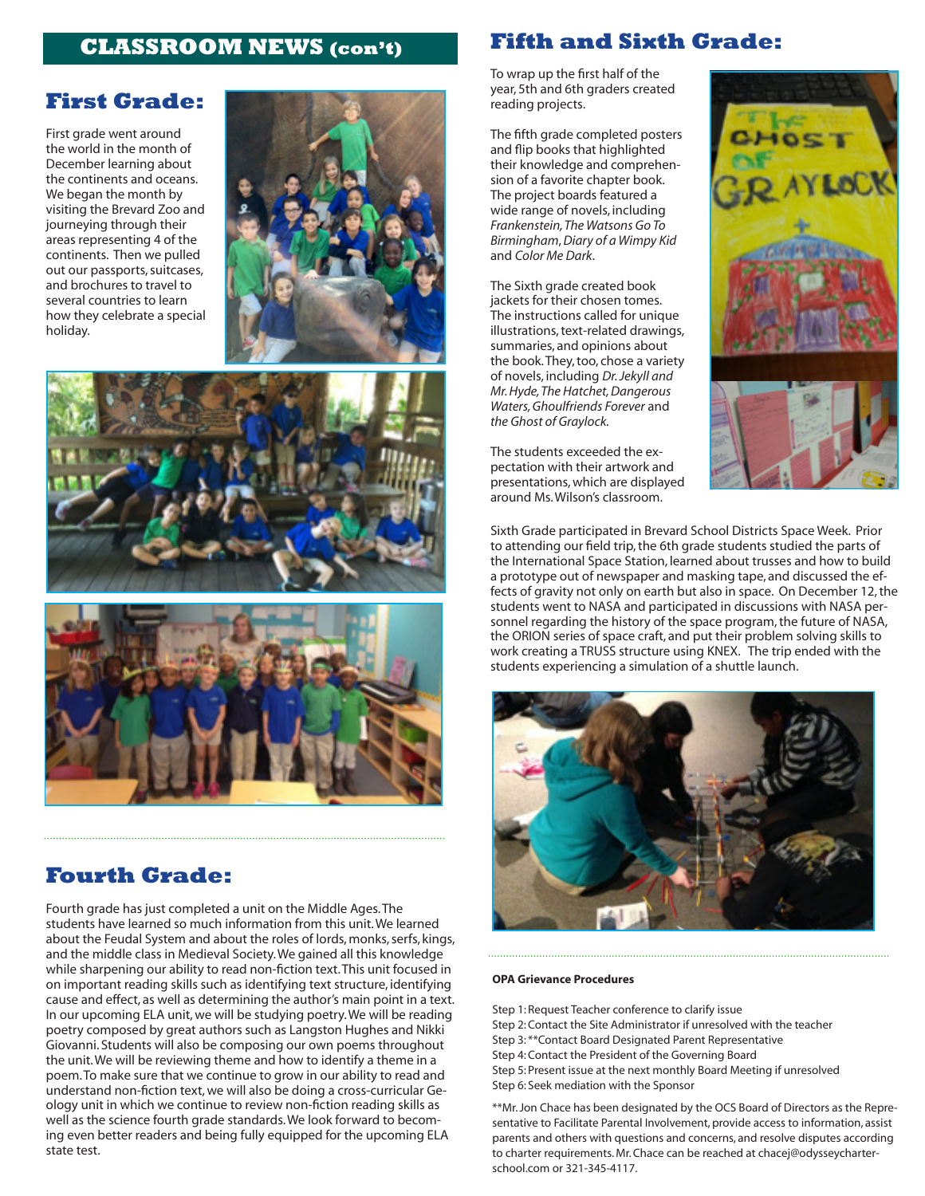# CLASSROOM NEWS (con't)

## First Grade:

First grade went around the world in the month of December learning about the continents and oceans. We began the month by visiting the Brevard Zoo and journeying through their areas representing 4 of the continents. Then we pulled out our passports, suitcases, and brochures to travel to several countries to learn how they celebrate a special holiday.

## Fourth Grade:

Fourth grade has just completed a unit on the Middle Ages. The students have learned so much information from this unit. We learned about the Feudal System and about the roles of lords, monks, serfs, kings, and the middle class in Medieval Society. We gained all this knowledge while sharpening our ability to read non-fiction text. This unit focused in on important reading skills such as identifying text structure, identifying cause and effect, as well as determining the author's main point in a text. In our upcoming ELA unit, we will be studying poetry. We will be reading poetry composed by great authors such as Langston Hughes and Nikki Giovanni. Students will also be composing our own poems throughout the unit. We will be reviewing theme and how to identify a theme in a poem. To make sure that we continue to grow in our ability to read and understand non-fiction text, we will also be doing a cross-curricular Geology unit in which we continue to review non-fiction reading skills as well as the science fourth grade standards. We look forward to becoming even better readers and being fully equipped for the upcoming ELA state test.

## Fifth and Sixth Grade:

To wrap up the first half of the year, 5th and 6th graders created reading projects.

The fifth grade completed posters and flip books that highlighted their knowledge and comprehension of a favorite chapter book. The project boards featured a wide range of novels, including *Frankenstein, The Watsons Go To Birmingham*, *Diary of a Wimpy Kid* and *Color Me Dark*.

The Sixth grade created book jackets for their chosen tomes. The instructions called for unique illustrations, text-related drawings, summaries, and opinions about the book. They, too, chose a variety of novels, including *Dr. Jekyll and Mr. Hyde, The Hatchet, Dangerous Waters, Ghoulfriends Forever* and *the Ghost of Graylock*.

The students exceeded the expectation with their artwork and presentations, which are displayed around Ms. Wilson's classroom.

Sixth Grade participated in Brevard School Districts Space Week. Prior to attending our field trip, the 6th grade students studied the parts of the International Space Station, learned about trusses and how to build a prototype out of newspaper and masking tape, and discussed the effects of gravity not only on earth but also in space. On December 12, the students went to NASA and participated in discussions with NASA personnel regarding the history of the space program, the future of NASA, the ORION series of space craft, and put their problem solving skills to work creating a TRUSS structure using KNEX. The trip ended with the students experiencing a simulation of a shuttle launch.

**OPA Grievance Procedures**

Step 1: Request Teacher conference to clarify issue
Step 2: Contact the Site Administrator if unresolved with the teacher
Step 3: **Contact Board Designated Parent Representative
Step 4: Contact the President of the Governing Board
Step 5: Present issue at the next monthly Board Meeting if unresolved
Step 6: Seek mediation with the Sponsor

**Mr. Jon Chace has been designated by the OCS Board of Directors as the Representative to Facilitate Parental Involvement, provide access to information, assist parents and others with questions and concerns, and resolve disputes according to charter requirements. Mr. Chace can be reached at chacej@odysseycharterschool.com or 321-345-4117.